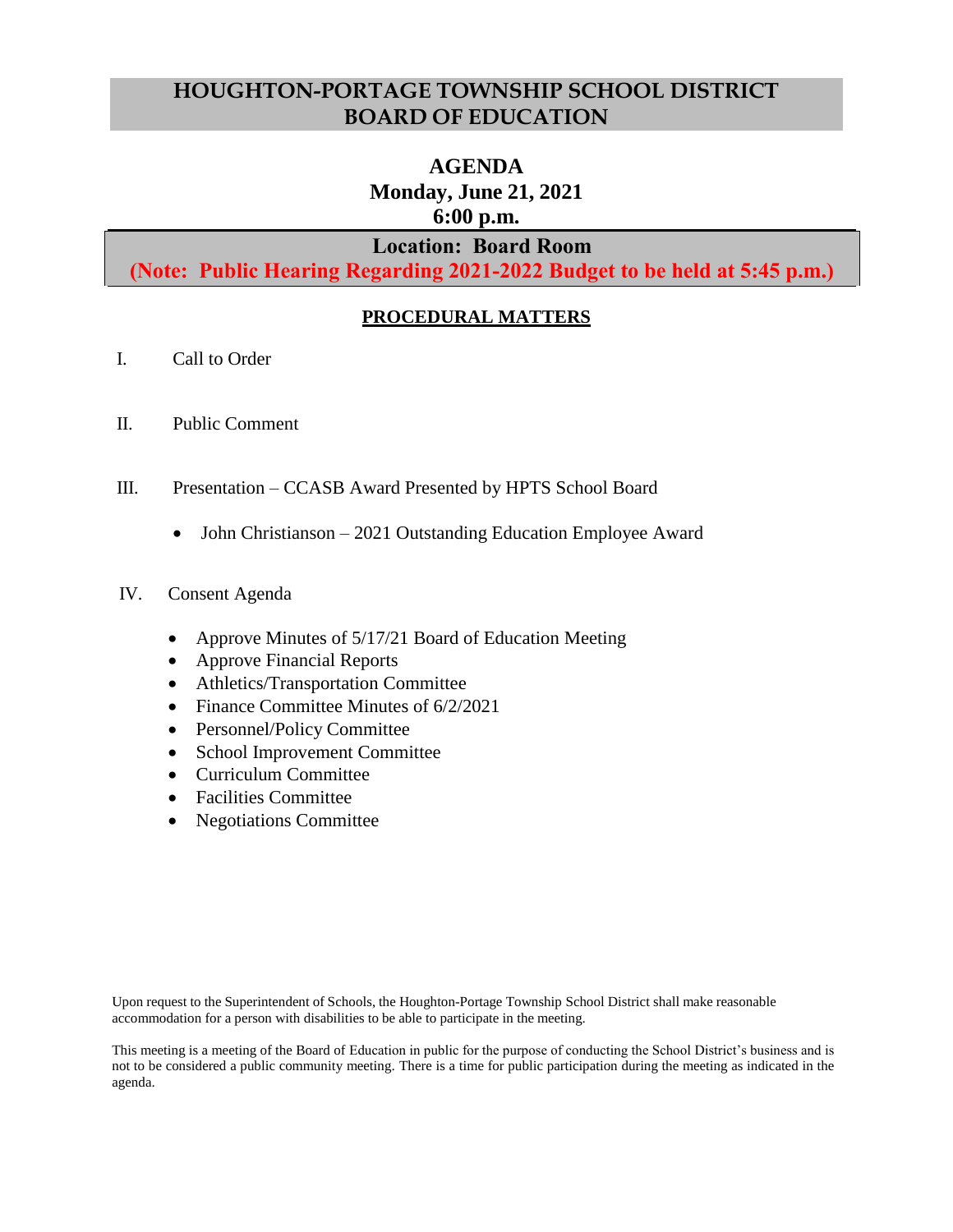# HOUGHTON-PORTAGE TOWNSHIP SCHOOL DISTRICT BOARD OF EDUCATION

## AGENDA
## Monday, June 21, 2021
## 6:00 p.m.

**Location: Board Room**

**(Note: Public Hearing Regarding 2021-2022 Budget to be held at 5:45 p.m.)**

### PROCEDURAL MATTERS

I. Call to Order

II. Public Comment

III. Presentation – CCASB Award Presented by HPTS School Board

- John Christianson – 2021 Outstanding Education Employee Award

IV. Consent Agenda

- Approve Minutes of 5/17/21 Board of Education Meeting
- Approve Financial Reports
- Athletics/Transportation Committee
- Finance Committee Minutes of 6/2/2021
- Personnel/Policy Committee
- School Improvement Committee
- Curriculum Committee
- Facilities Committee
- Negotiations Committee

Upon request to the Superintendent of Schools, the Houghton-Portage Township School District shall make reasonable accommodation for a person with disabilities to be able to participate in the meeting.

This meeting is a meeting of the Board of Education in public for the purpose of conducting the School District's business and is not to be considered a public community meeting. There is a time for public participation during the meeting as indicated in the agenda.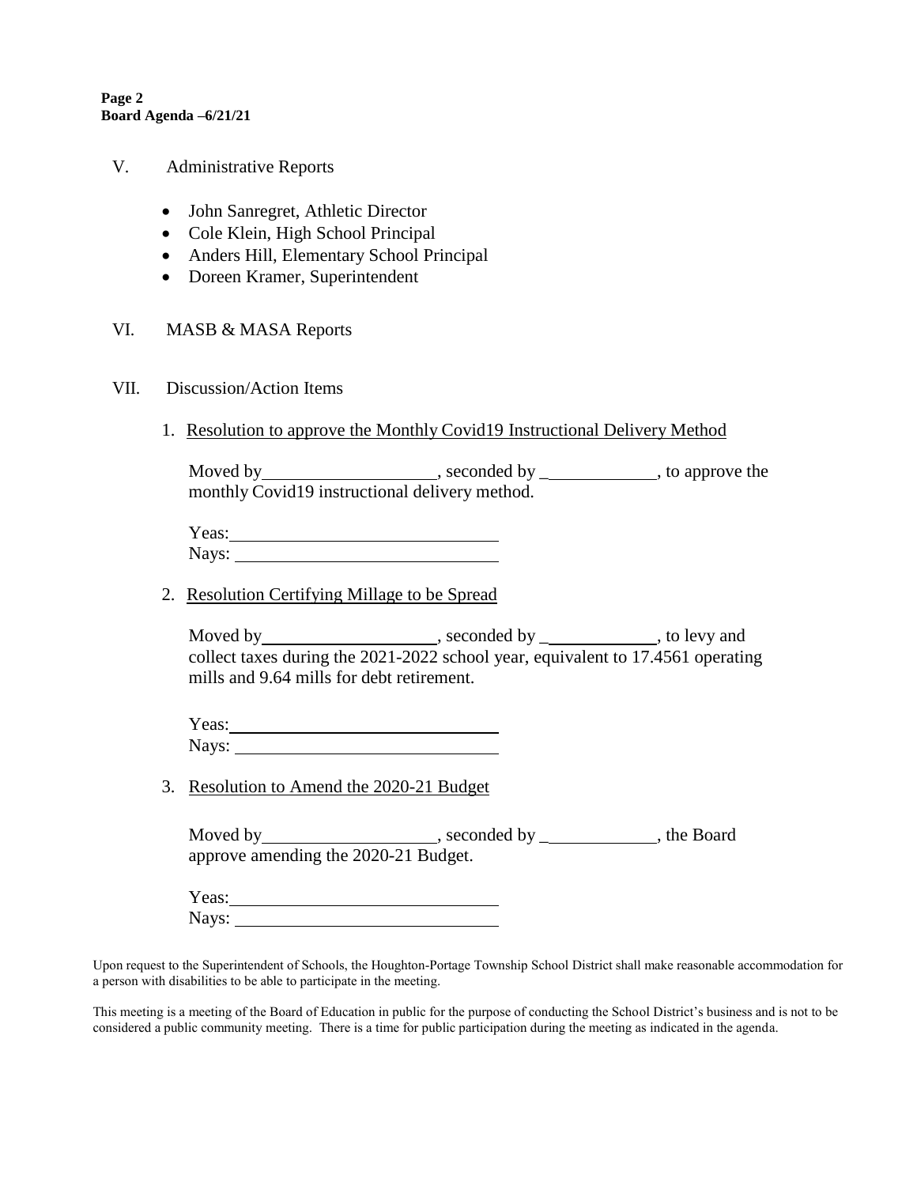V. Administrative Reports

- John Sanregret, Athletic Director
- Cole Klein, High School Principal
- Anders Hill, Elementary School Principal
- Doreen Kramer, Superintendent

VI. MASB & MASA Reports

VII. Discussion/Action Items

1. Resolution to approve the Monthly Covid19 Instructional Delivery Method

   Moved by\_\_\_\_\_\_\_\_\_\_\_\_\_\_\_\_\_\_\_\_, seconded by \_\_\_\_\_\_\_\_\_\_\_\_\_\_, to approve the monthly Covid19 instructional delivery method.

   Yeas:\_\_\_\_\_\_\_\_\_\_\_\_\_\_\_\_\_\_\_\_\_\_\_\_\_\_\_\_\_\_
   Nays: \_\_\_\_\_\_\_\_\_\_\_\_\_\_\_\_\_\_\_\_\_\_\_\_\_\_\_\_\_\_

2. Resolution Certifying Millage to be Spread

   Moved by\_\_\_\_\_\_\_\_\_\_\_\_\_\_\_\_\_\_\_\_, seconded by \_\_\_\_\_\_\_\_\_\_\_\_\_\_, to levy and collect taxes during the 2021-2022 school year, equivalent to 17.4561 operating mills and 9.64 mills for debt retirement.

   Yeas:\_\_\_\_\_\_\_\_\_\_\_\_\_\_\_\_\_\_\_\_\_\_\_\_\_\_\_\_\_\_
   Nays: \_\_\_\_\_\_\_\_\_\_\_\_\_\_\_\_\_\_\_\_\_\_\_\_\_\_\_\_\_\_

3. Resolution to Amend the 2020-21 Budget

   Moved by\_\_\_\_\_\_\_\_\_\_\_\_\_\_\_\_\_\_\_\_, seconded by \_\_\_\_\_\_\_\_\_\_\_\_\_\_, the Board approve amending the 2020-21 Budget.

   Yeas:\_\_\_\_\_\_\_\_\_\_\_\_\_\_\_\_\_\_\_\_\_\_\_\_\_\_\_\_\_\_
   Nays: \_\_\_\_\_\_\_\_\_\_\_\_\_\_\_\_\_\_\_\_\_\_\_\_\_\_\_\_\_\_

Upon request to the Superintendent of Schools, the Houghton-Portage Township School District shall make reasonable accommodation for a person with disabilities to be able to participate in the meeting.

This meeting is a meeting of the Board of Education in public for the purpose of conducting the School District's business and is not to be considered a public community meeting. There is a time for public participation during the meeting as indicated in the agenda.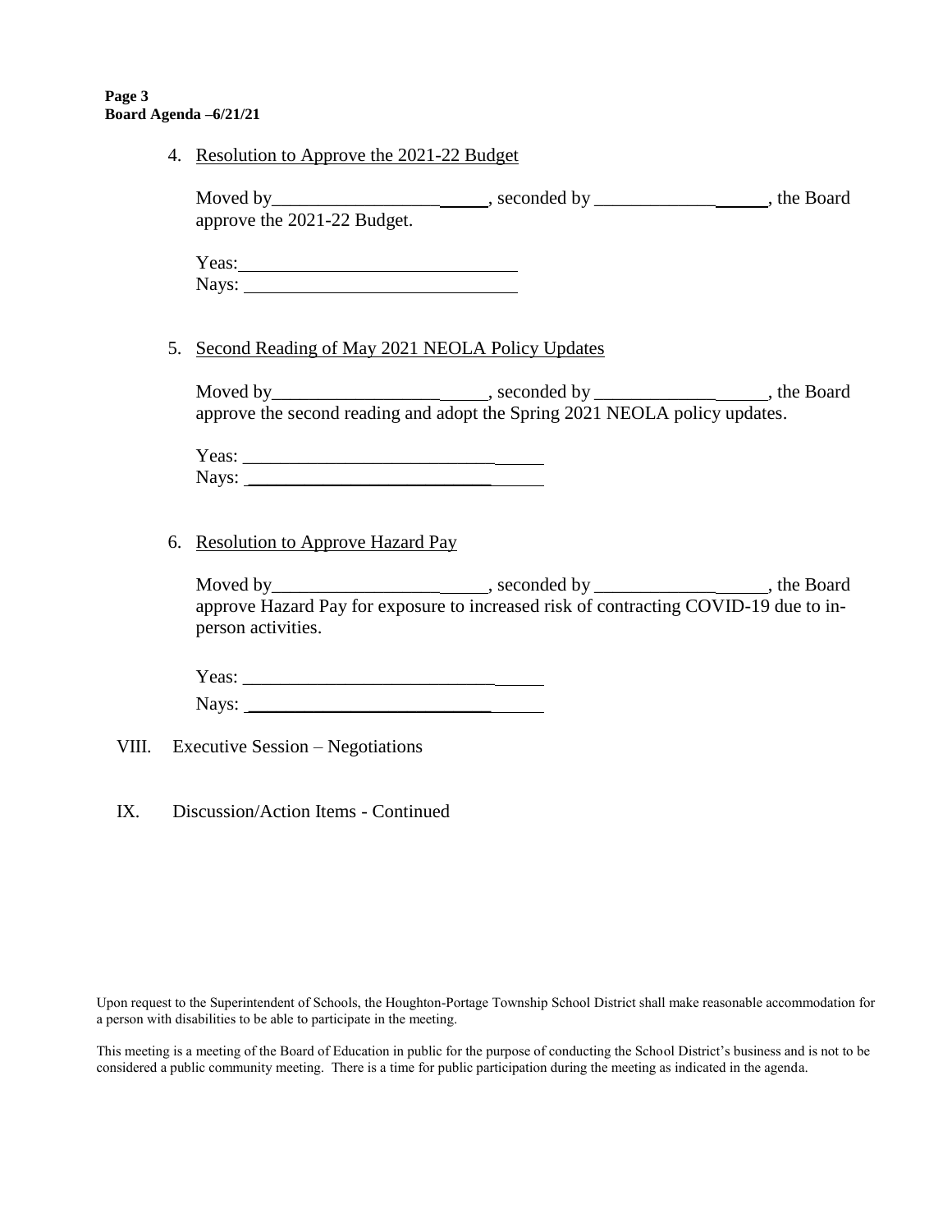4. Resolution to Approve the 2021-22 Budget

   Moved by_______________________, seconded by ___________________, the Board approve the 2021-22 Budget.

   Yeas: ______________________________
   Nays: ______________________________

5. Second Reading of May 2021 NEOLA Policy Updates

   Moved by_______________________, seconded by ___________________, the Board approve the second reading and adopt the Spring 2021 NEOLA policy updates.

   Yeas: ______________________________
   Nays: ______________________________

6. Resolution to Approve Hazard Pay

   Moved by_______________________, seconded by ___________________, the Board approve Hazard Pay for exposure to increased risk of contracting COVID-19 due to in-person activities.

   Yeas: ______________________________
   Nays: ______________________________

VIII. Executive Session – Negotiations

IX. Discussion/Action Items - Continued

Upon request to the Superintendent of Schools, the Houghton-Portage Township School District shall make reasonable accommodation for a person with disabilities to be able to participate in the meeting.

This meeting is a meeting of the Board of Education in public for the purpose of conducting the School District's business and is not to be considered a public community meeting. There is a time for public participation during the meeting as indicated in the agenda.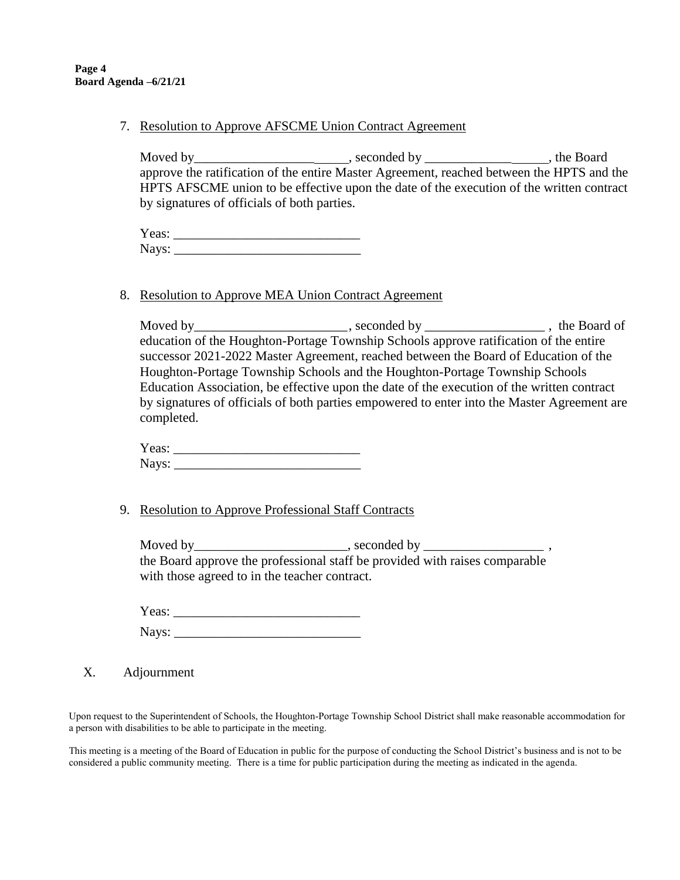7. Resolution to Approve AFSCME Union Contract Agreement

   Moved by________________________, seconded by ___________________, the Board approve the ratification of the entire Master Agreement, reached between the HPTS and the HPTS AFSCME union to be effective upon the date of the execution of the written contract by signatures of officials of both parties.

   Yeas: ____________________________
   Nays: ____________________________

8. Resolution to Approve MEA Union Contract Agreement

   Moved by_______________________, seconded by __________________ , the Board of education of the Houghton-Portage Township Schools approve ratification of the entire successor 2021-2022 Master Agreement, reached between the Board of Education of the Houghton-Portage Township Schools and the Houghton-Portage Township Schools Education Association, be effective upon the date of the execution of the written contract by signatures of officials of both parties empowered to enter into the Master Agreement are completed.

   Yeas: ____________________________
   Nays: ____________________________

9. Resolution to Approve Professional Staff Contracts

   Moved by_______________________, seconded by __________________ , the Board approve the professional staff be provided with raises comparable with those agreed to in the teacher contract.

   Yeas: ____________________________
   Nays: ____________________________

X. Adjournment

Upon request to the Superintendent of Schools, the Houghton-Portage Township School District shall make reasonable accommodation for a person with disabilities to be able to participate in the meeting.

This meeting is a meeting of the Board of Education in public for the purpose of conducting the School District's business and is not to be considered a public community meeting. There is a time for public participation during the meeting as indicated in the agenda.